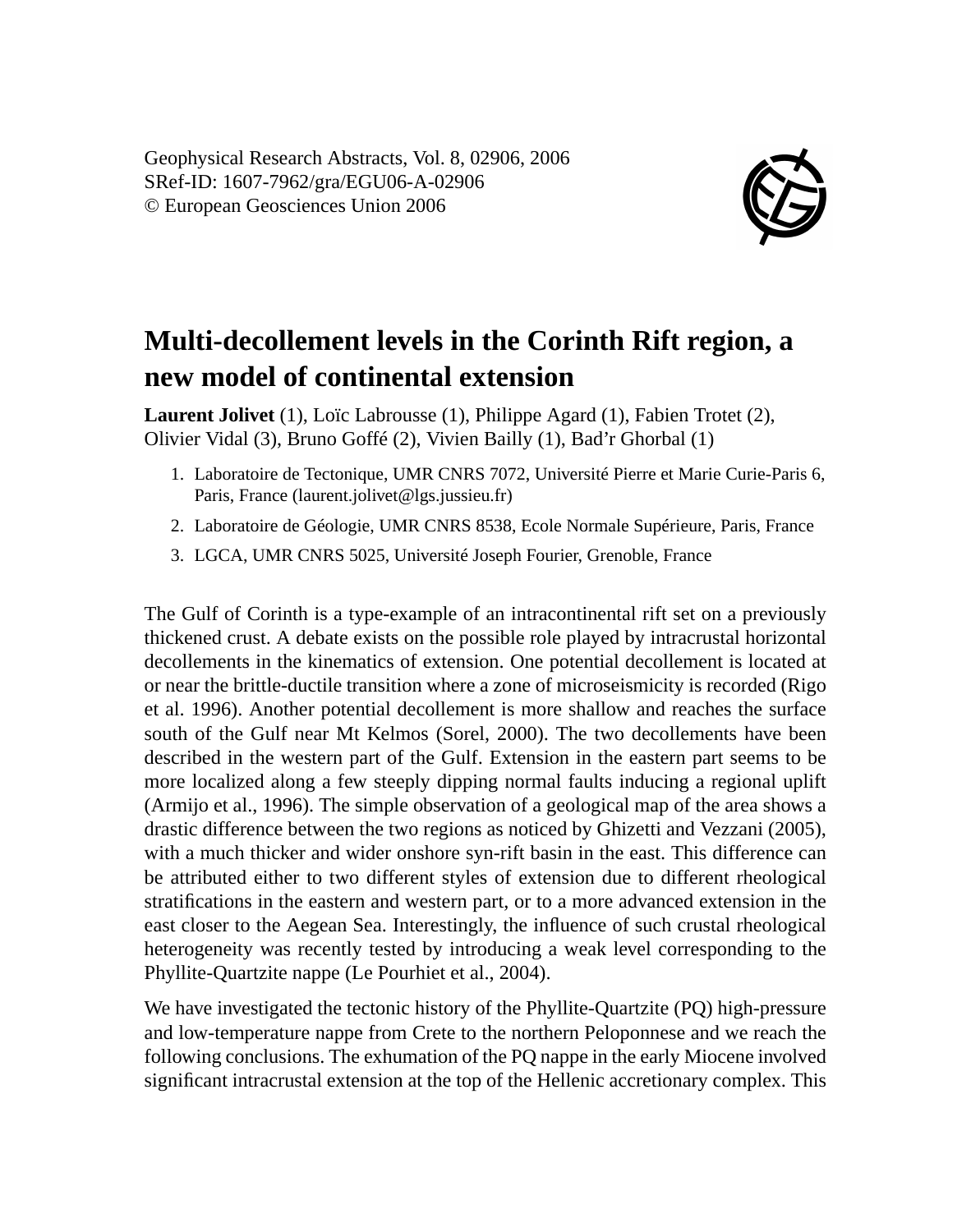Geophysical Research Abstracts, Vol. 8, 02906, 2006
SRef-ID: 1607-7962/gra/EGU06-A-02906
© European Geosciences Union 2006

# Multi-decollement levels in the Corinth Rift region, a new model of continental extension

**Laurent Jolivet** (1), Loïc Labrousse (1), Philippe Agard (1), Fabien Trotet (2), Olivier Vidal (3), Bruno Goffé (2), Vivien Bailly (1), Bad'r Ghorbal (1)

1. Laboratoire de Tectonique, UMR CNRS 7072, Université Pierre et Marie Curie-Paris 6, Paris, France (laurent.jolivet@lgs.jussieu.fr)
2. Laboratoire de Géologie, UMR CNRS 8538, Ecole Normale Supérieure, Paris, France
3. LGCA, UMR CNRS 5025, Université Joseph Fourier, Grenoble, France

The Gulf of Corinth is a type-example of an intracontinental rift set on a previously thickened crust. A debate exists on the possible role played by intracrustal horizontal decollements in the kinematics of extension. One potential decollement is located at or near the brittle-ductile transition where a zone of microseismicity is recorded (Rigo et al. 1996). Another potential decollement is more shallow and reaches the surface south of the Gulf near Mt Kelmos (Sorel, 2000). The two decollements have been described in the western part of the Gulf. Extension in the eastern part seems to be more localized along a few steeply dipping normal faults inducing a regional uplift (Armijo et al., 1996). The simple observation of a geological map of the area shows a drastic difference between the two regions as noticed by Ghizetti and Vezzani (2005), with a much thicker and wider onshore syn-rift basin in the east. This difference can be attributed either to two different styles of extension due to different rheological stratifications in the eastern and western part, or to a more advanced extension in the east closer to the Aegean Sea. Interestingly, the influence of such crustal rheological heterogeneity was recently tested by introducing a weak level corresponding to the Phyllite-Quartzite nappe (Le Pourhiet et al., 2004).

We have investigated the tectonic history of the Phyllite-Quartzite (PQ) high-pressure and low-temperature nappe from Crete to the northern Peloponnese and we reach the following conclusions. The exhumation of the PQ nappe in the early Miocene involved significant intracrustal extension at the top of the Hellenic accretionary complex. This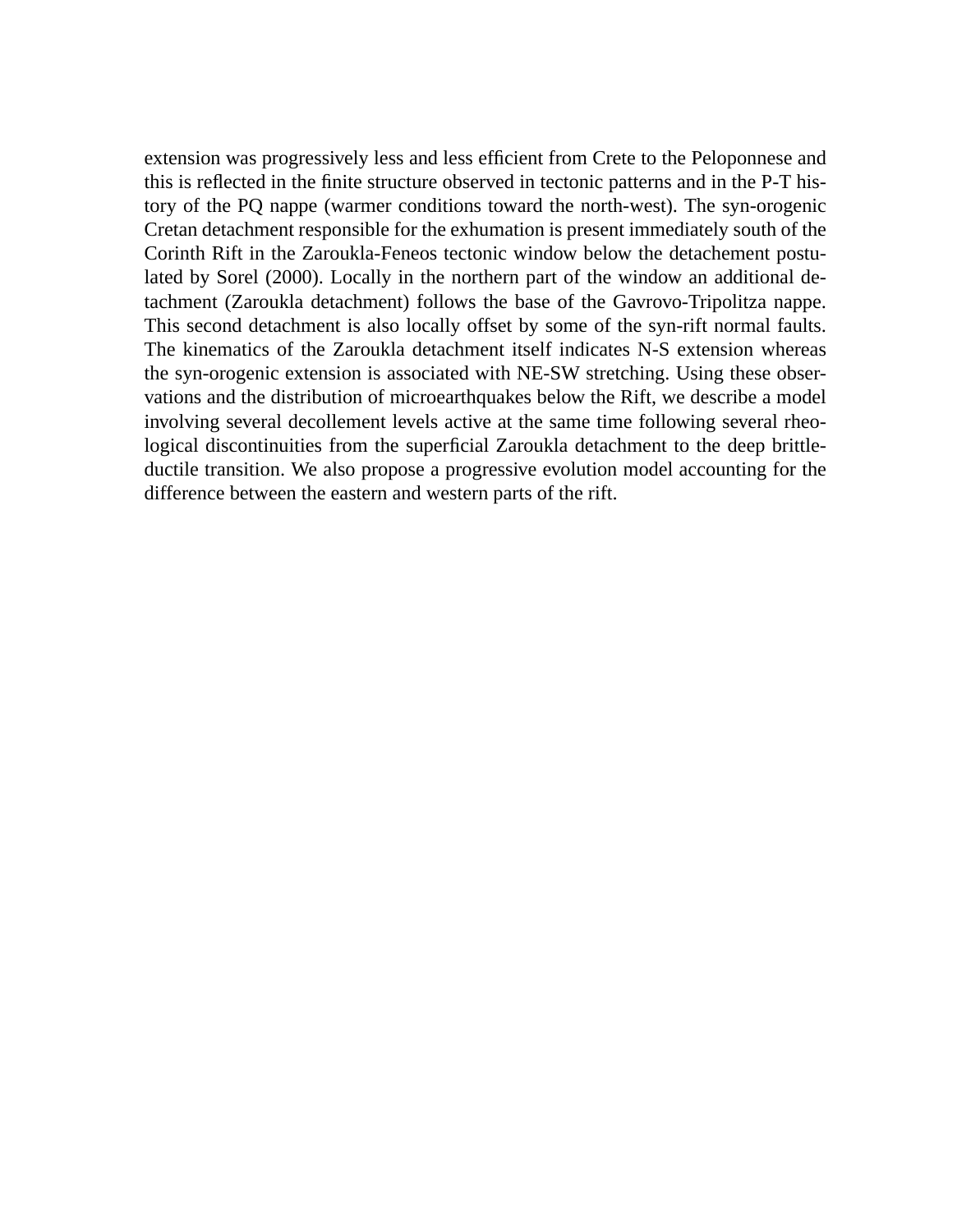extension was progressively less and less efficient from Crete to the Peloponnese and this is reflected in the finite structure observed in tectonic patterns and in the P-T history of the PQ nappe (warmer conditions toward the north-west). The syn-orogenic Cretan detachment responsible for the exhumation is present immediately south of the Corinth Rift in the Zaroukla-Feneos tectonic window below the detachement postulated by Sorel (2000). Locally in the northern part of the window an additional detachment (Zaroukla detachment) follows the base of the Gavrovo-Tripolitza nappe. This second detachment is also locally offset by some of the syn-rift normal faults. The kinematics of the Zaroukla detachment itself indicates N-S extension whereas the syn-orogenic extension is associated with NE-SW stretching. Using these observations and the distribution of microearthquakes below the Rift, we describe a model involving several decollement levels active at the same time following several rheological discontinuities from the superficial Zaroukla detachment to the deep brittle-ductile transition. We also propose a progressive evolution model accounting for the difference between the eastern and western parts of the rift.